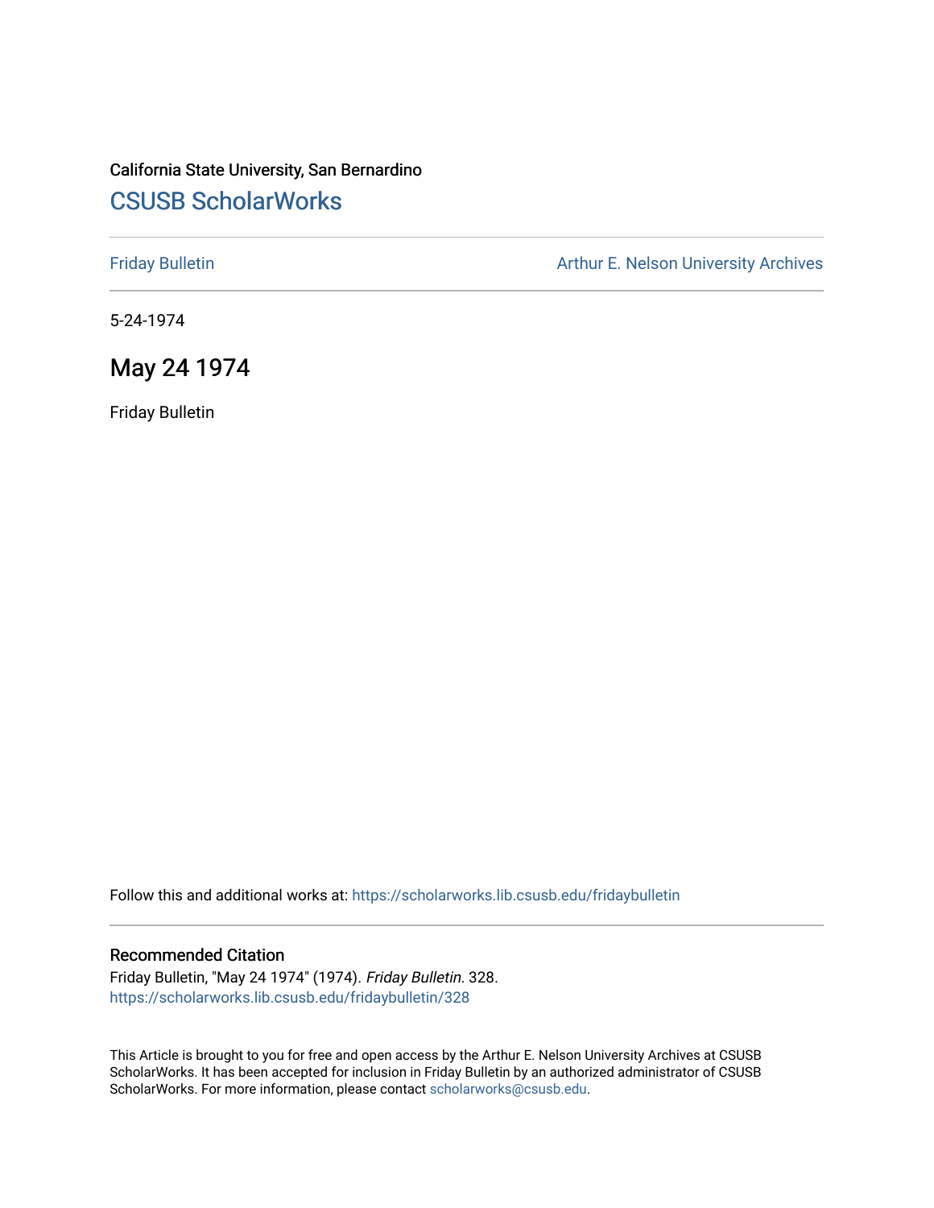California State University, San Bernardino

# CSUSB ScholarWorks

Friday Bulletin

Arthur E. Nelson University Archives

5-24-1974

## May 24 1974

Friday Bulletin

Follow this and additional works at: https://scholarworks.lib.csusb.edu/fridaybulletin

### Recommended Citation

Friday Bulletin, "May 24 1974" (1974). *Friday Bulletin*. 328.
https://scholarworks.lib.csusb.edu/fridaybulletin/328

This Article is brought to you for free and open access by the Arthur E. Nelson University Archives at CSUSB ScholarWorks. It has been accepted for inclusion in Friday Bulletin by an authorized administrator of CSUSB ScholarWorks. For more information, please contact scholarworks@csusb.edu.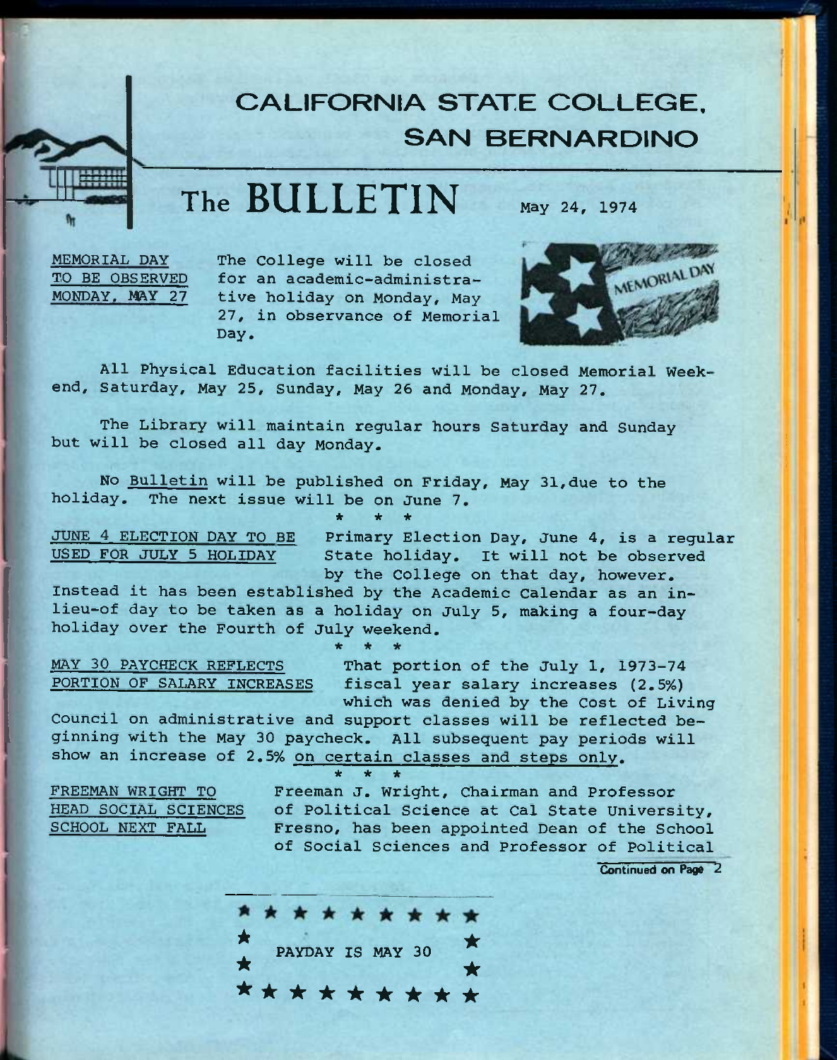# CALIFORNIA STATE COLLEGE, SAN BERNARDINO

# The BULLETIN

May 24, 1974

**MEMORIAL DAY TO BE OBSERVED MONDAY, MAY 27**

The College will be closed for an academic-administrative holiday on Monday, May 27, in observance of Memorial Day.

All Physical Education facilities will be closed Memorial Weekend, Saturday, May 25, Sunday, May 26 and Monday, May 27.

The Library will maintain regular hours Saturday and Sunday but will be closed all day Monday.

No Bulletin will be published on Friday, May 31, due to the holiday. The next issue will be on June 7.

\* \* \*

**JUNE 4 ELECTION DAY TO BE USED FOR JULY 5 HOLIDAY**

Primary Election Day, June 4, is a regular State holiday. It will not be observed by the College on that day, however. Instead it has been established by the Academic Calendar as an in-lieu-of day to be taken as a holiday on July 5, making a four-day holiday over the Fourth of July weekend.

\* \* \*

**MAY 30 PAYCHECK REFLECTS PORTION OF SALARY INCREASES**

That portion of the July 1, 1973-74 fiscal year salary increases (2.5%) which was denied by the Cost of Living Council on administrative and support classes will be reflected beginning with the May 30 paycheck. All subsequent pay periods will show an increase of 2.5% on certain classes and steps only.

\* \* \*

**FREEMAN WRIGHT TO HEAD SOCIAL SCIENCES SCHOOL NEXT FALL**

Freeman J. Wright, Chairman and Professor of Political Science at Cal State University, Fresno, has been appointed Dean of the School of Social Sciences and Professor of Political

Continued on Page 2

**PAYDAY IS MAY 30**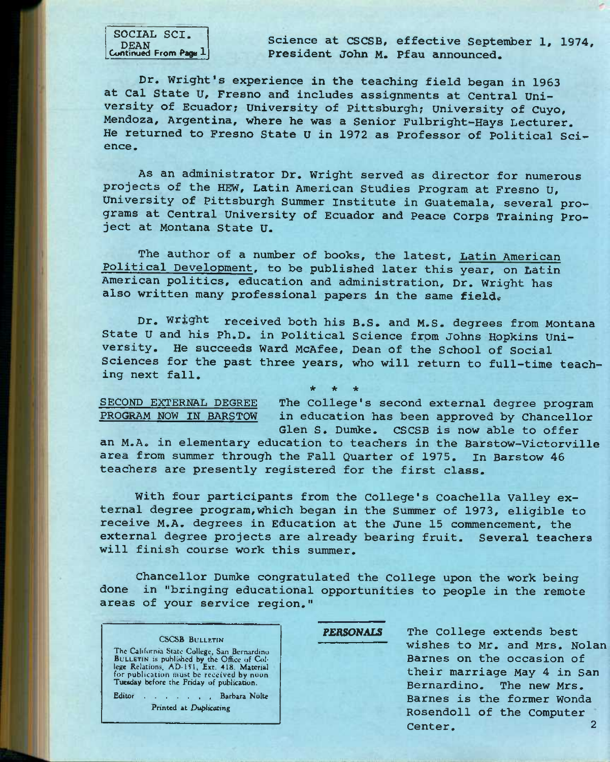SOCIAL SCI. DEAN Continued From Page 1

Science at CSCSB, effective September 1, 1974, President John M. Pfau announced.

Dr. Wright's experience in the teaching field began in 1963 at Cal State U, Fresno and includes assignments at Central University of Ecuador; University of Pittsburgh; University of Cuyo, Mendoza, Argentina, where he was a Senior Fulbright-Hays Lecturer. He returned to Fresno State U in 1972 as Professor of Political Science.

As an administrator Dr. Wright served as director for numerous projects of the HEW, Latin American Studies Program at Fresno U, University of Pittsburgh Summer Institute in Guatemala, several programs at Central University of Ecuador and Peace Corps Training Project at Montana State U.

The author of a number of books, the latest, Latin American Political Development, to be published later this year, on Latin American politics, education and administration, Dr. Wright has also written many professional papers in the same field.

Dr. Wright received both his B.S. and M.S. degrees from Montana State U and his Ph.D. in Political Science from Johns Hopkins University. He succeeds Ward McAfee, Dean of the School of Social Sciences for the past three years, who will return to full-time teaching next fall.

\* \* \*

**SECOND EXTERNAL DEGREE PROGRAM NOW IN BARSTOW** The College's second external degree program in education has been approved by Chancellor Glen S. Dumke. CSCSB is now able to offer an M.A. in elementary education to teachers in the Barstow-Victorville area from summer through the Fall Quarter of 1975. In Barstow 46 teachers are presently registered for the first class.

With four participants from the College's Coachella Valley external degree program, which began in the Summer of 1973, eligible to receive M.A. degrees in Education at the June 15 commencement, the external degree projects are already bearing fruit. Several teachers will finish course work this summer.

Chancellor Dumke congratulated the College upon the work being done in "bringing educational opportunities to people in the remote areas of your service region."

**CSCSB BULLETIN**

The California State College, San Bernardino BULLETIN is published by the Office of College Relations, AD-151, Ext. 418. Material for publication must be received by noon Tuesday before the Friday of publication.

Editor . . . . . . . Barbara Nolte

Printed at *Duplicating*

***PERSONALS*** The College extends best wishes to Mr. and Mrs. Nolan Barnes on the occasion of their marriage May 4 in San Bernardino. The new Mrs. Barnes is the former Wonda Rosendoll of the Computer Center.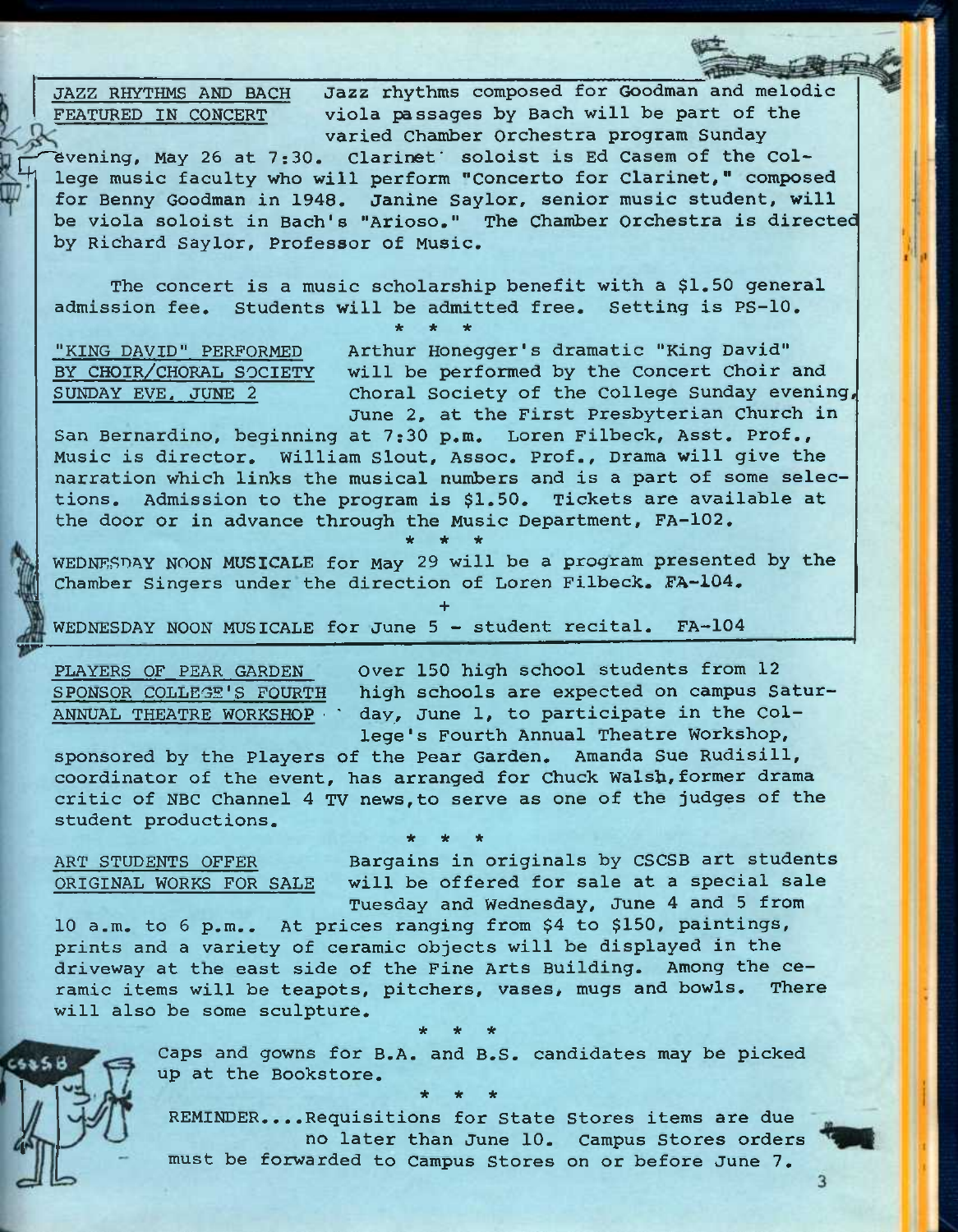**JAZZ RHYTHMS AND BACH FEATURED IN CONCERT** Jazz rhythms composed for Goodman and melodic viola passages by Bach will be part of the varied Chamber Orchestra program Sunday evening, May 26 at 7:30. Clarinet soloist is Ed Casem of the College music faculty who will perform "Concerto for Clarinet," composed for Benny Goodman in 1948. Janine Saylor, senior music student, will be viola soloist in Bach's "Arioso." The Chamber Orchestra is directed by Richard Saylor, Professor of Music.

The concert is a music scholarship benefit with a $1.50 general admission fee. Students will be admitted free. Setting is PS-10.

\* \* \*

**"KING DAVID" PERFORMED BY CHOIR/CHORAL SOCIETY SUNDAY EVE, JUNE 2** Arthur Honegger's dramatic "King David" will be performed by the Concert Choir and Choral Society of the College Sunday evening, June 2, at the First Presbyterian Church in San Bernardino, beginning at 7:30 p.m. Loren Filbeck, Asst. Prof., Music is director. William Slout, Assoc. Prof., Drama will give the narration which links the musical numbers and is a part of some selections. Admission to the program is $1.50. Tickets are available at the door or in advance through the Music Department, FA-102.

\* \* \*

WEDNESDAY NOON MUSICALE for May 29 will be a program presented by the Chamber Singers under the direction of Loren Filbeck. FA-104.

\+

WEDNESDAY NOON MUSICALE for June 5 - student recital. FA-104

**PLAYERS OF PEAR GARDEN SPONSOR COLLEGE'S FOURTH ANNUAL THEATRE WORKSHOP** Over 150 high school students from 12 high schools are expected on campus Saturday, June 1, to participate in the College's Fourth Annual Theatre Workshop, sponsored by the Players of the Pear Garden. Amanda Sue Rudisill, coordinator of the event, has arranged for Chuck Walsh, former drama critic of NBC Channel 4 TV news, to serve as one of the judges of the student productions.

\* \* \*

**ART STUDENTS OFFER ORIGINAL WORKS FOR SALE** Bargains in originals by CSCSB art students will be offered for sale at a special sale Tuesday and Wednesday, June 4 and 5 from 10 a.m. to 6 p.m.. At prices ranging from $4 to $150, paintings, prints and a variety of ceramic objects will be displayed in the driveway at the east side of the Fine Arts Building. Among the ceramic items will be teapots, pitchers, vases, mugs and bowls. There will also be some sculpture.

\* \* \*

Caps and gowns for B.A. and B.S. candidates may be picked up at the Bookstore.

\* \* \*

REMINDER....Requisitions for State Stores items are due no later than June 10. Campus Stores orders must be forwarded to Campus Stores on or before June 7.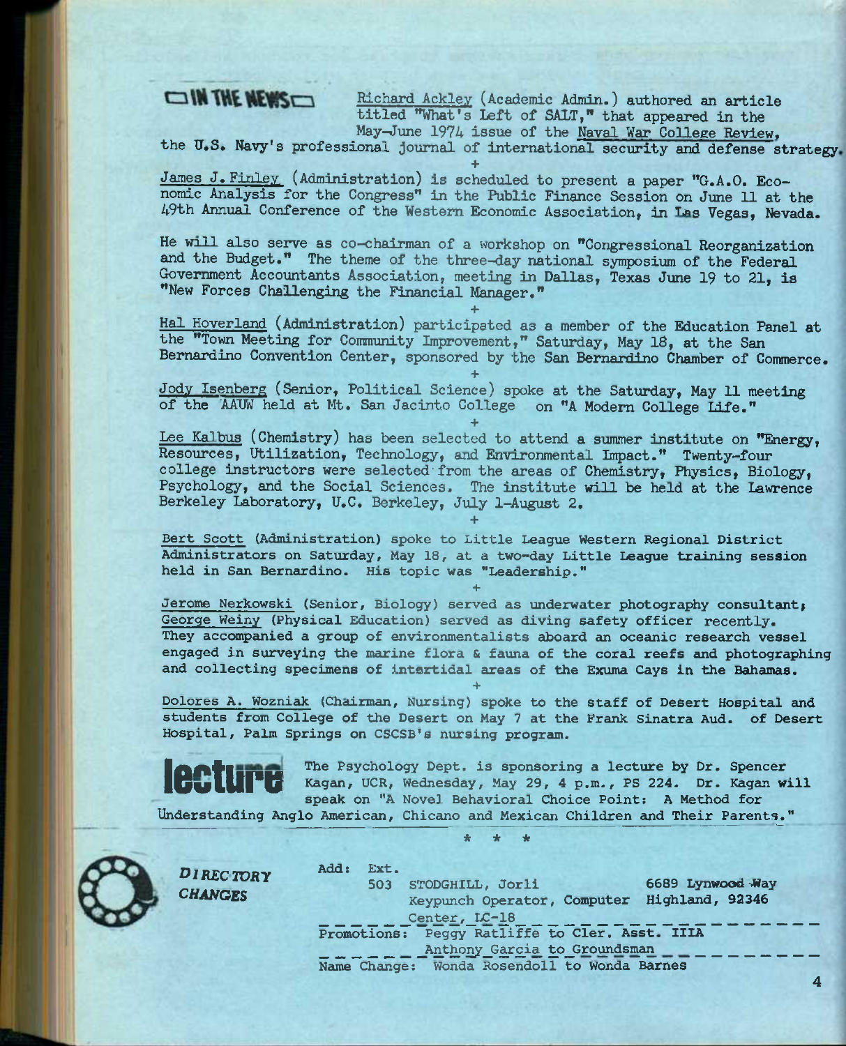## IN THE NEWS

Richard Ackley (Academic Admin.) authored an article titled "What's Left of SALT," that appeared in the May-June 1974 issue of the Naval War College Review, the U.S. Navy's professional journal of international security and defense strategy.

+

James J. Finley (Administration) is scheduled to present a paper "G.A.O. Economic Analysis for the Congress" in the Public Finance Session on June 11 at the 49th Annual Conference of the Western Economic Association, in Las Vegas, Nevada.

He will also serve as co-chairman of a workshop on "Congressional Reorganization and the Budget." The theme of the three-day national symposium of the Federal Government Accountants Association, meeting in Dallas, Texas June 19 to 21, is "New Forces Challenging the Financial Manager."

+

Hal Hoverland (Administration) participated as a member of the Education Panel at the "Town Meeting for Community Improvement," Saturday, May 18, at the San Bernardino Convention Center, sponsored by the San Bernardino Chamber of Commerce.

+

Jody Isenberg (Senior, Political Science) spoke at the Saturday, May 11 meeting of the AAUW held at Mt. San Jacinto College on "A Modern College Life."

+

Lee Kalbus (Chemistry) has been selected to attend a summer institute on "Energy, Resources, Utilization, Technology, and Environmental Impact." Twenty-four college instructors were selected from the areas of Chemistry, Physics, Biology, Psychology, and the Social Sciences. The institute will be held at the Lawrence Berkeley Laboratory, U.C. Berkeley, July 1-August 2.

+

Bert Scott (Administration) spoke to Little League Western Regional District Administrators on Saturday, May 18, at a two-day Little League training session held in San Bernardino. His topic was "Leadership."

+

Jerome Nerkowski (Senior, Biology) served as underwater photography consultant; George Weiny (Physical Education) served as diving safety officer recently. They accompanied a group of environmentalists aboard an oceanic research vessel engaged in surveying the marine flora & fauna of the coral reefs and photographing and collecting specimens of intertidal areas of the Exuma Cays in the Bahamas.

+

Dolores A. Wozniak (Chairman, Nursing) spoke to the staff of Desert Hospital and students from College of the Desert on May 7 at the Frank Sinatra Aud. of Desert Hospital, Palm Springs on CSCSB's nursing program.

## lecture

The Psychology Dept. is sponsoring a lecture by Dr. Spencer Kagan, UCR, Wednesday, May 29, 4 p.m., PS 224. Dr. Kagan will speak on "A Novel Behavioral Choice Point: A Method for Understanding Anglo American, Chicano and Mexican Children and Their Parents."

\* \* \*

## DIRECTORY CHANGES

Add: Ext.
503 STODGHILL, Jorli — Keypunch Operator, Computer Center, LC-18 — 6689 Lynwood Way, Highland, 92346

Promotions: Peggy Ratliffe to Cler. Asst. IIIA
Anthony Garcia to Groundsman

Name Change: Wonda Rosendoll to Wonda Barnes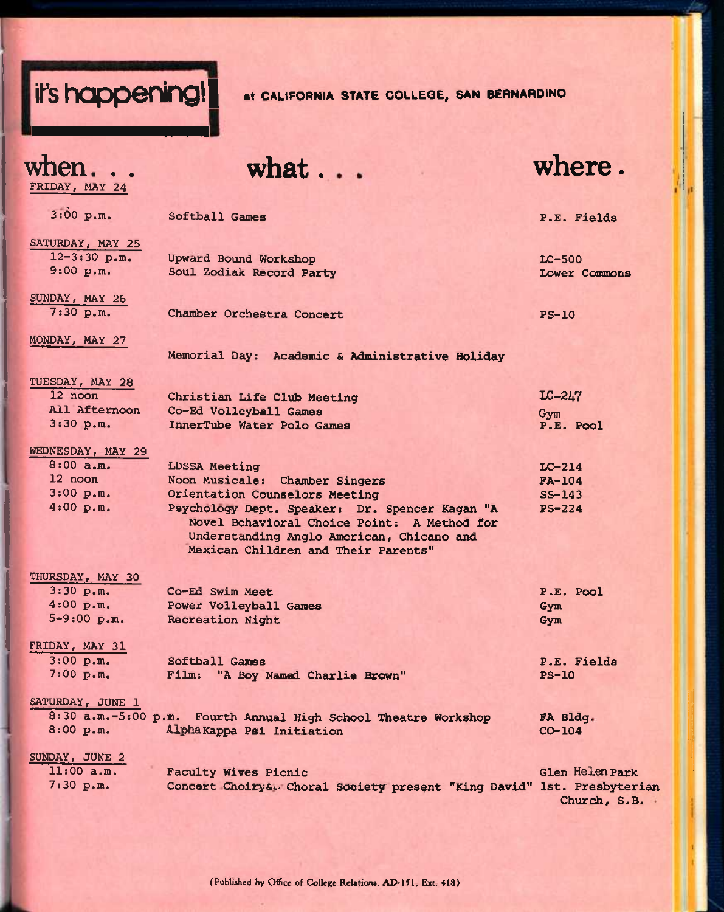# it's happening!

**at CALIFORNIA STATE COLLEGE, SAN BERNARDINO**

| when... | what... | where. |
|---|---|---|
| FRIDAY, MAY 24 | | |
| 3:00 p.m. | Softball Games | P.E. Fields |
| SATURDAY, MAY 25 | | |
| 12-3:30 p.m. | Upward Bound Workshop | LC-500 |
| 9:00 p.m. | Soul Zodiak Record Party | Lower Commons |
| SUNDAY, MAY 26 | | |
| 7:30 p.m. | Chamber Orchestra Concert | PS-10 |
| MONDAY, MAY 27 | | |
| | Memorial Day: Academic & Administrative Holiday | |
| TUESDAY, MAY 28 | | |
| 12 noon | Christian Life Club Meeting | LC-247 |
| All Afternoon | Co-Ed Volleyball Games | Gym |
| 3:30 p.m. | InnerTube Water Polo Games | P.E. Pool |
| WEDNESDAY, MAY 29 | | |
| 8:00 a.m. | LDSSA Meeting | LC-214 |
| 12 noon | Noon Musicale: Chamber Singers | FA-104 |
| 3:00 p.m. | Orientation Counselors Meeting | SS-143 |
| 4:00 p.m. | Psychology Dept. Speaker: Dr. Spencer Kagan "A Novel Behavioral Choice Point: A Method for Understanding Anglo American, Chicano and Mexican Children and Their Parents" | PS-224 |
| THURSDAY, MAY 30 | | |
| 3:30 p.m. | Co-Ed Swim Meet | P.E. Pool |
| 4:00 p.m. | Power Volleyball Games | Gym |
| 5-9:00 p.m. | Recreation Night | Gym |
| FRIDAY, MAY 31 | | |
| 3:00 p.m. | Softball Games | P.E. Fields |
| 7:00 p.m. | Film: "A Boy Named Charlie Brown" | PS-10 |
| SATURDAY, JUNE 1 | | |
| 8:30 a.m.-5:00 p.m. | Fourth Annual High School Theatre Workshop | FA Bldg. |
| 8:00 p.m. | Alpha Kappa Psi Initiation | CO-104 |
| SUNDAY, JUNE 2 | | |
| 11:00 a.m. | Faculty Wives Picnic | Glen Helen Park |
| 7:30 p.m. | Concert Choir & Choral Society present "King David" | 1st. Presbyterian Church, S.B. |

(Published by Office of College Relations, AD-151, Ext. 418)